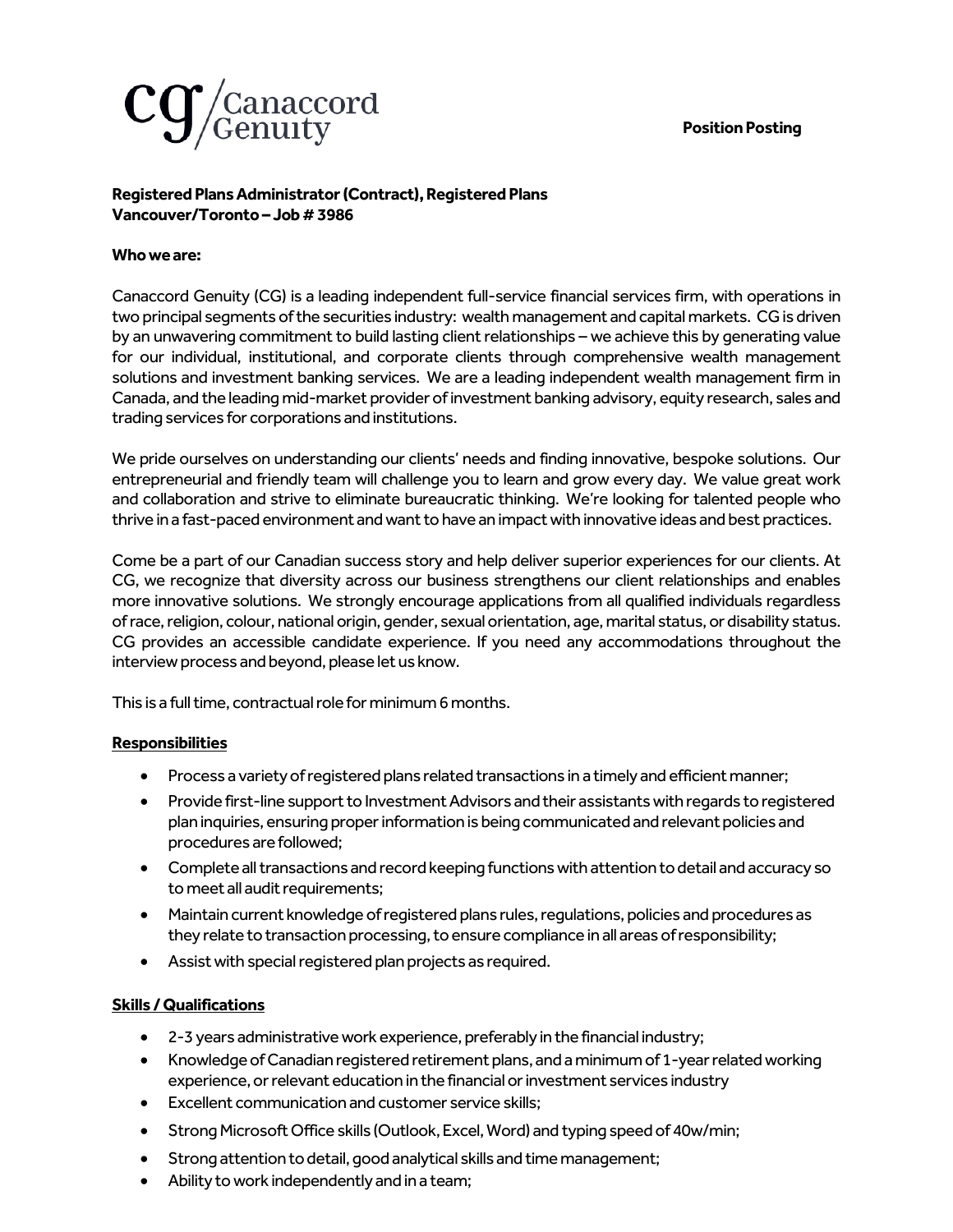Canaccord Genuity

**Position Posting**

**Registered Plans Administrator (Contract), Registered Plans**
**Vancouver/Toronto – Job # 3986**

**Who we are:**

Canaccord Genuity (CG) is a leading independent full-service financial services firm, with operations in two principal segments of the securities industry: wealth management and capital markets. CG is driven by an unwavering commitment to build lasting client relationships – we achieve this by generating value for our individual, institutional, and corporate clients through comprehensive wealth management solutions and investment banking services. We are a leading independent wealth management firm in Canada, and the leading mid-market provider of investment banking advisory, equity research, sales and trading services for corporations and institutions.

We pride ourselves on understanding our clients' needs and finding innovative, bespoke solutions. Our entrepreneurial and friendly team will challenge you to learn and grow every day. We value great work and collaboration and strive to eliminate bureaucratic thinking. We're looking for talented people who thrive in a fast-paced environment and want to have an impact with innovative ideas and best practices.

Come be a part of our Canadian success story and help deliver superior experiences for our clients. At CG, we recognize that diversity across our business strengthens our client relationships and enables more innovative solutions. We strongly encourage applications from all qualified individuals regardless of race, religion, colour, national origin, gender, sexual orientation, age, marital status, or disability status. CG provides an accessible candidate experience. If you need any accommodations throughout the interview process and beyond, please let us know.

This is a full time, contractual role for minimum 6 months.

**Responsibilities**

- Process a variety of registered plans related transactions in a timely and efficient manner;
- Provide first-line support to Investment Advisors and their assistants with regards to registered plan inquiries, ensuring proper information is being communicated and relevant policies and procedures are followed;
- Complete all transactions and record keeping functions with attention to detail and accuracy so to meet all audit requirements;
- Maintain current knowledge of registered plans rules, regulations, policies and procedures as they relate to transaction processing, to ensure compliance in all areas of responsibility;
- Assist with special registered plan projects as required.

**Skills / Qualifications**

- 2-3 years administrative work experience, preferably in the financial industry;
- Knowledge of Canadian registered retirement plans, and a minimum of 1-year related working experience, or relevant education in the financial or investment services industry
- Excellent communication and customer service skills;
- Strong Microsoft Office skills (Outlook, Excel, Word) and typing speed of 40w/min;
- Strong attention to detail, good analytical skills and time management;
- Ability to work independently and in a team;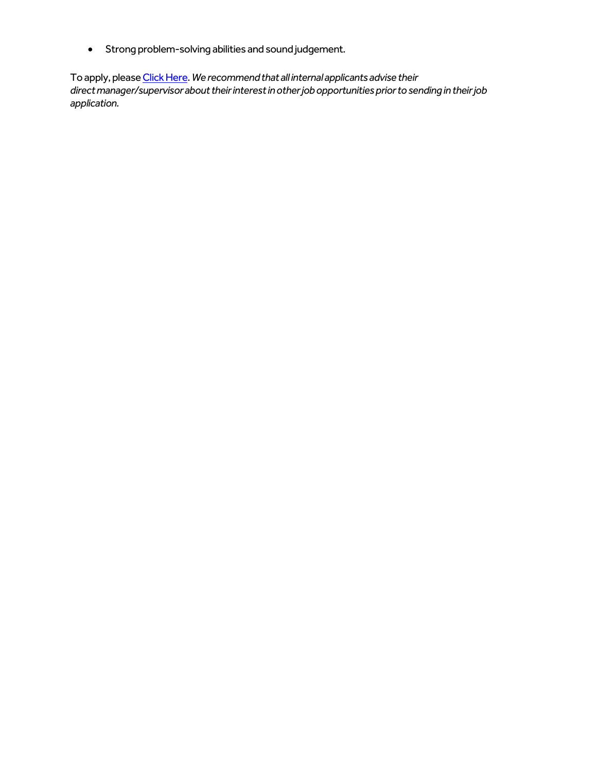- Strong problem-solving abilities and sound judgement.

To apply, please Click Here. *We recommend that all internal applicants advise their direct manager/supervisor about their interest in other job opportunities prior to sending in their job application.*